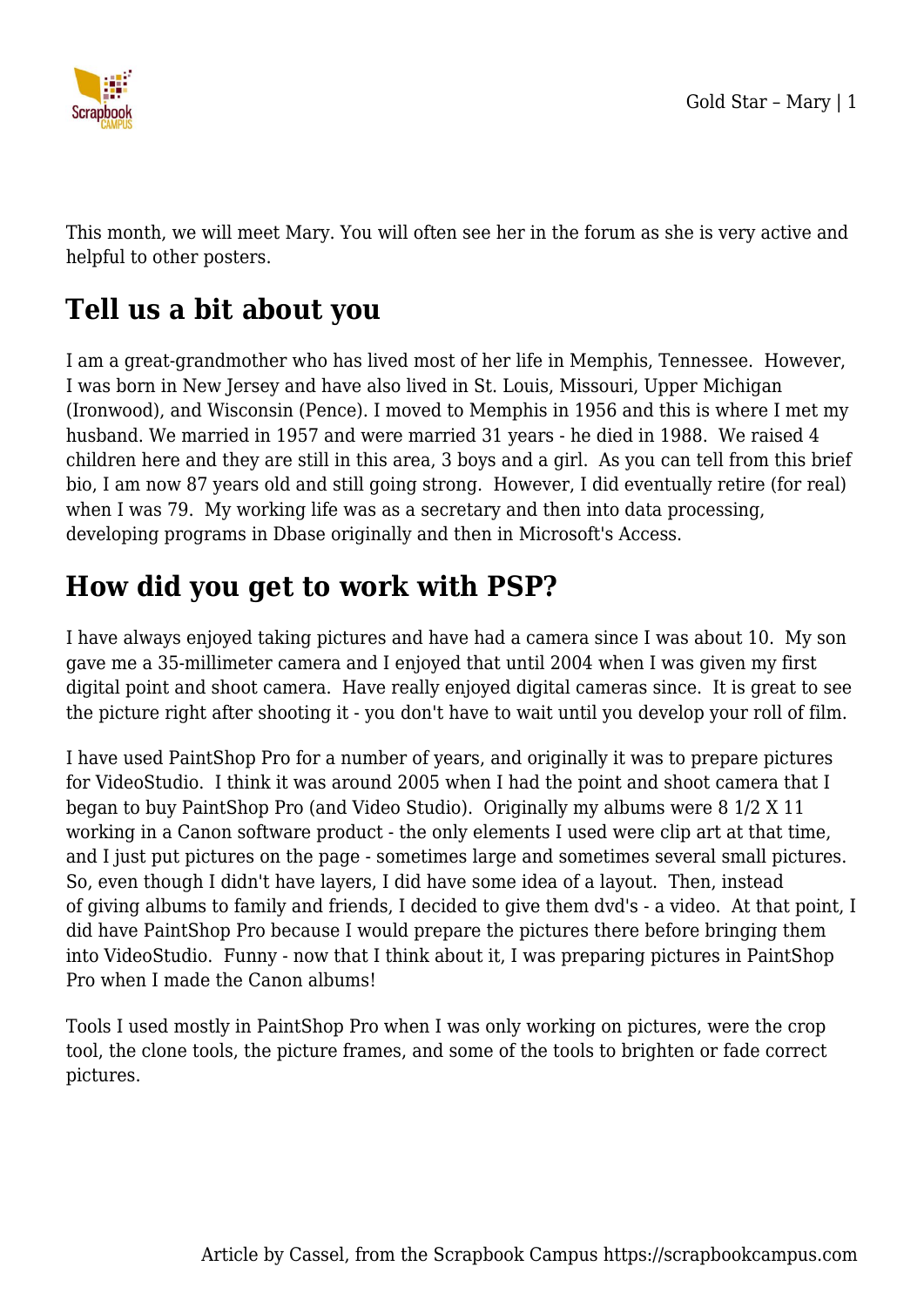This month, we will meet Mary. You will often see her in the forum as she is very active and helpful to other posters.

## Tell us a bit about you

I am a great-grandmother who has lived most of her life in Memphis, Tennessee. However, I was born in New Jersey and have also lived in St. Louis, Missouri, Upper Michigan (Ironwood), and Wisconsin (Pence). I moved to Memphis in 1956 and this is where I met my husband. We married in 1957 and were married 31 years - he died in 1988. We raised 4 children here and they are still in this area, 3 boys and a girl. As you can tell from this brief bio, I am now 87 years old and still going strong. However, I did eventually retire (for real) when I was 79. My working life was as a secretary and then into data processing, developing programs in Dbase originally and then in Microsoft's Access.

## How did you get to work with PSP?

I have always enjoyed taking pictures and have had a camera since I was about 10. My son gave me a 35-millimeter camera and I enjoyed that until 2004 when I was given my first digital point and shoot camera. Have really enjoyed digital cameras since. It is great to see the picture right after shooting it - you don't have to wait until you develop your roll of film.

I have used PaintShop Pro for a number of years, and originally it was to prepare pictures for VideoStudio. I think it was around 2005 when I had the point and shoot camera that I began to buy PaintShop Pro (and Video Studio). Originally my albums were 8 1/2 X 11 working in a Canon software product - the only elements I used were clip art at that time, and I just put pictures on the page - sometimes large and sometimes several small pictures. So, even though I didn't have layers, I did have some idea of a layout. Then, instead of giving albums to family and friends, I decided to give them dvd's - a video. At that point, I did have PaintShop Pro because I would prepare the pictures there before bringing them into VideoStudio. Funny - now that I think about it, I was preparing pictures in PaintShop Pro when I made the Canon albums!

Tools I used mostly in PaintShop Pro when I was only working on pictures, were the crop tool, the clone tools, the picture frames, and some of the tools to brighten or fade correct pictures.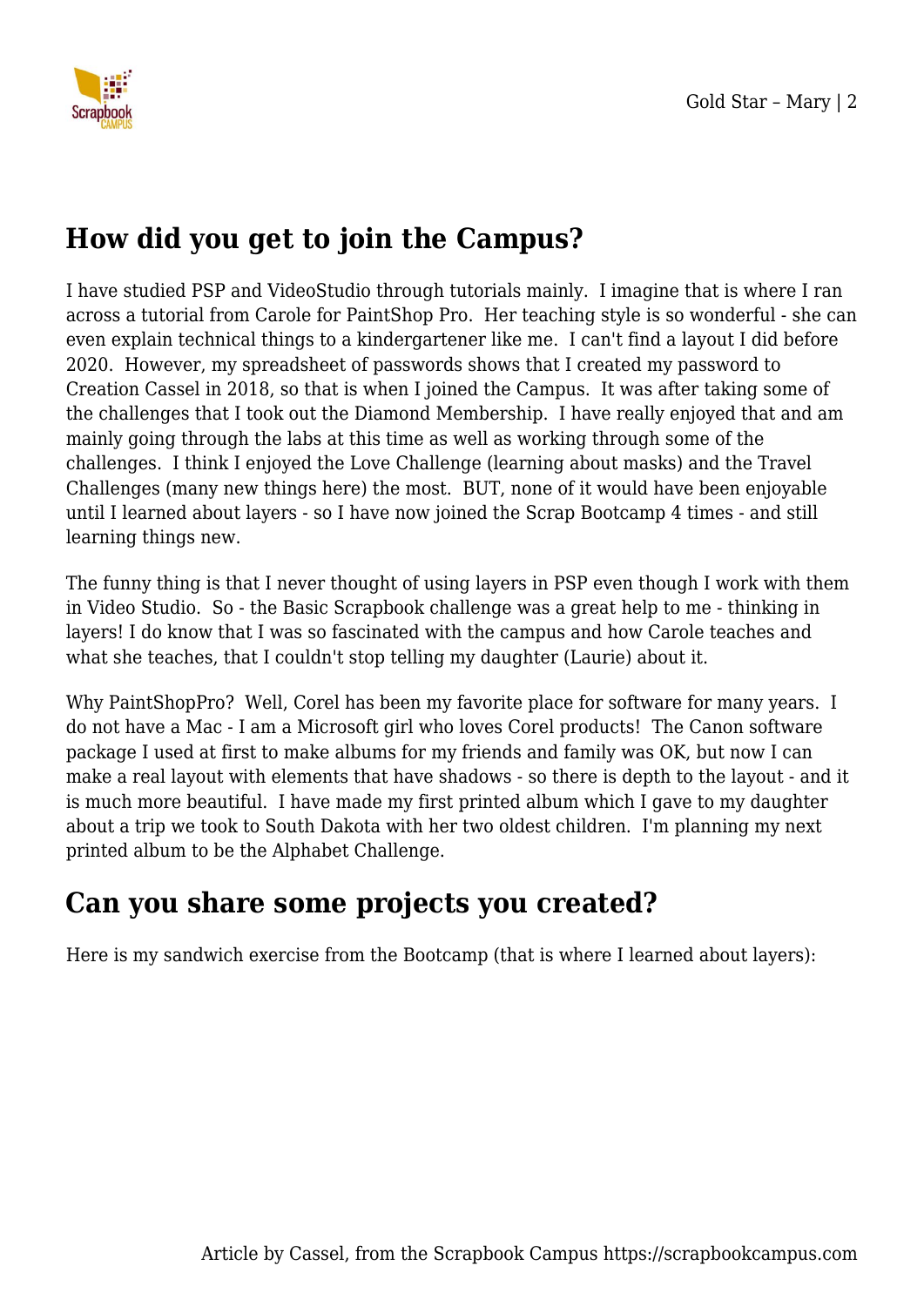## How did you get to join the Campus?

I have studied PSP and VideoStudio through tutorials mainly.  I imagine that is where I ran across a tutorial from Carole for PaintShop Pro.  Her teaching style is so wonderful - she can even explain technical things to a kindergartener like me.  I can't find a layout I did before 2020.  However, my spreadsheet of passwords shows that I created my password to Creation Cassel in 2018, so that is when I joined the Campus.  It was after taking some of the challenges that I took out the Diamond Membership.  I have really enjoyed that and am mainly going through the labs at this time as well as working through some of the challenges.  I think I enjoyed the Love Challenge (learning about masks) and the Travel Challenges (many new things here) the most.  BUT, none of it would have been enjoyable until I learned about layers - so I have now joined the Scrap Bootcamp 4 times - and still learning things new.

The funny thing is that I never thought of using layers in PSP even though I work with them in Video Studio.  So - the Basic Scrapbook challenge was a great help to me - thinking in layers! I do know that I was so fascinated with the campus and how Carole teaches and what she teaches, that I couldn't stop telling my daughter (Laurie) about it.

Why PaintShopPro?  Well, Corel has been my favorite place for software for many years.  I do not have a Mac - I am a Microsoft girl who loves Corel products!  The Canon software package I used at first to make albums for my friends and family was OK, but now I can make a real layout with elements that have shadows - so there is depth to the layout - and it is much more beautiful.  I have made my first printed album which I gave to my daughter about a trip we took to South Dakota with her two oldest children.  I'm planning my next printed album to be the Alphabet Challenge.

## Can you share some projects you created?

Here is my sandwich exercise from the Bootcamp (that is where I learned about layers):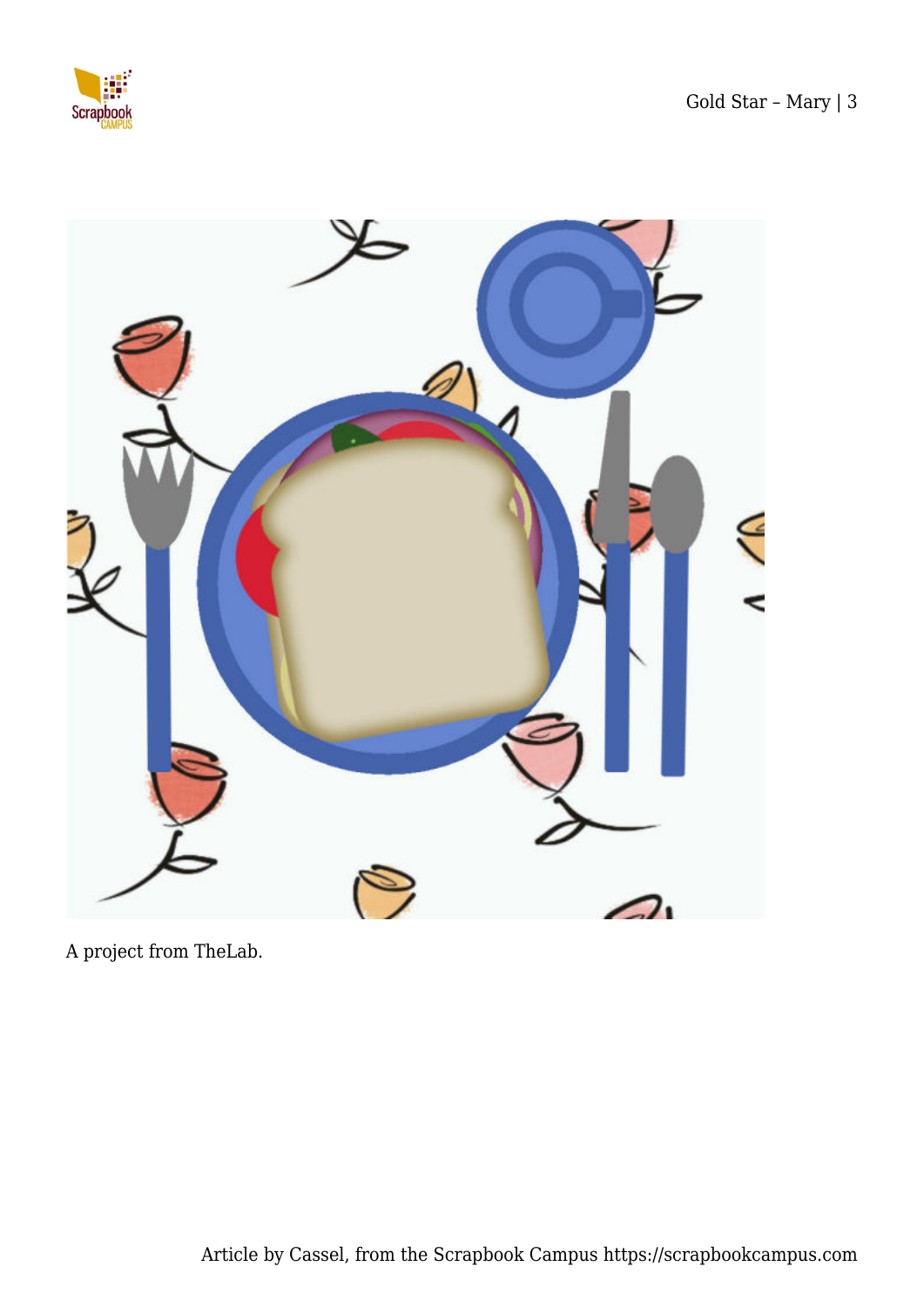A project from TheLab.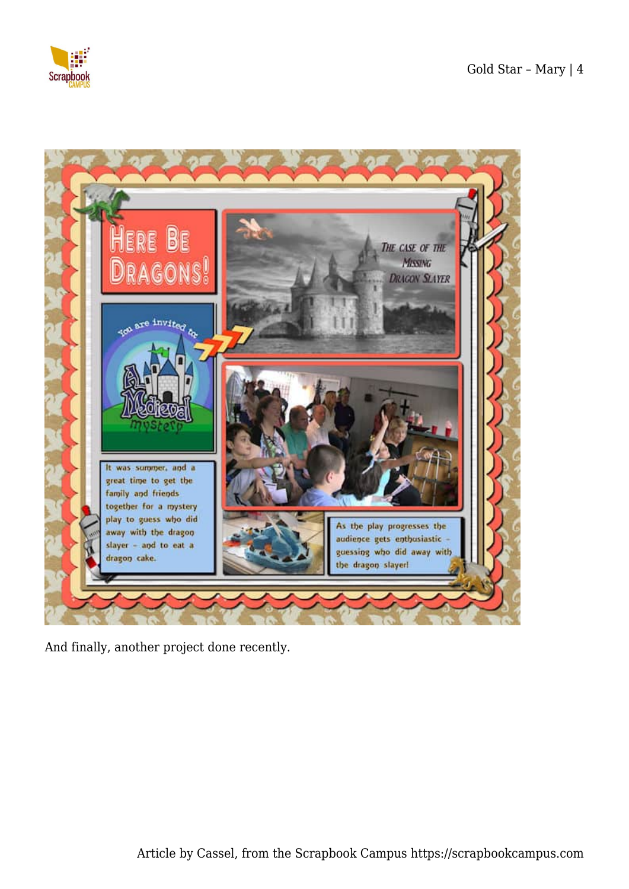And finally, another project done recently.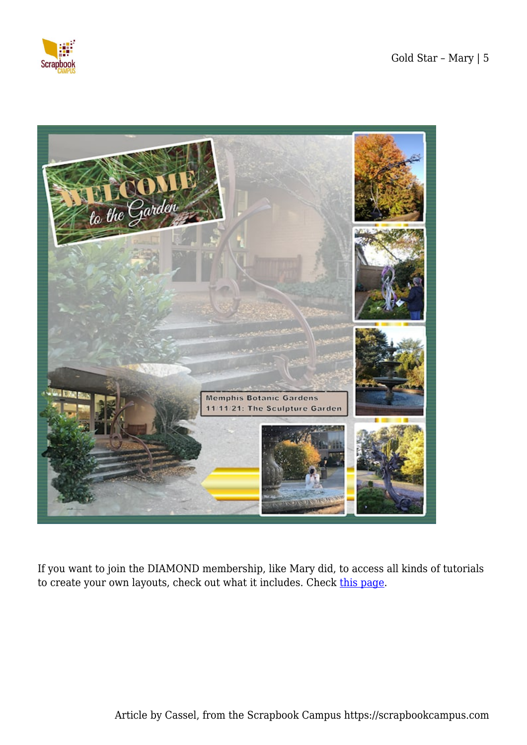If you want to join the DIAMOND membership, like Mary did, to access all kinds of tutorials to create your own layouts, check out what it includes. Check [this page](#).